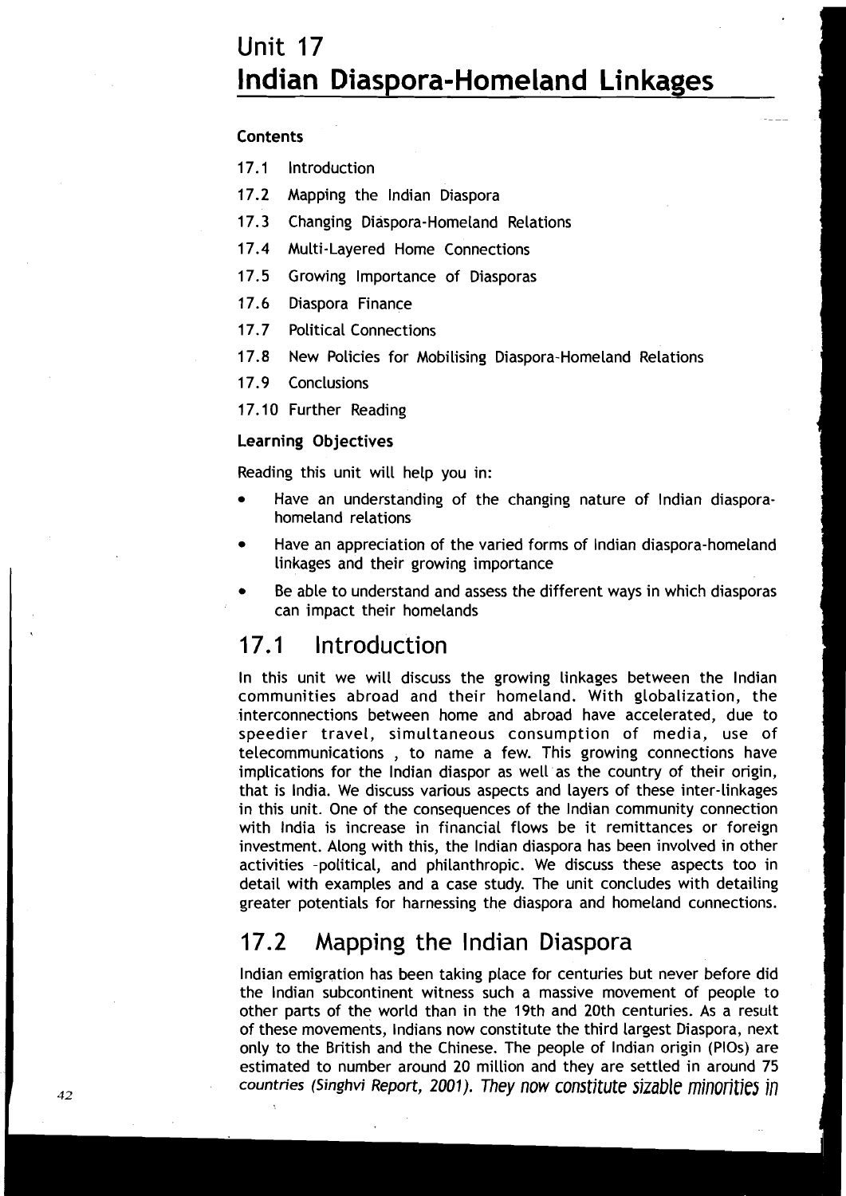# Unit 17
# Indian Diaspora-Homeland Linkages

**Contents**

17.1 Introduction

17.2 Mapping the Indian Diaspora

17.3 Changing Diaspora-Homeland Relations

17.4 Multi-Layered Home Connections

17.5 Growing Importance of Diasporas

17.6 Diaspora Finance

17.7 Political Connections

17.8 New Policies for Mobilising Diaspora-Homeland Relations

17.9 Conclusions

17.10 Further Reading

**Learning Objectives**

Reading this unit will help you in:

- Have an understanding of the changing nature of Indian diaspora-homeland relations
- Have an appreciation of the varied forms of Indian diaspora-homeland linkages and their growing importance
- Be able to understand and assess the different ways in which diasporas can impact their homelands

## 17.1 Introduction

In this unit we will discuss the growing linkages between the Indian communities abroad and their homeland. With globalization, the interconnections between home and abroad have accelerated, due to speedier travel, simultaneous consumption of media, use of telecommunications , to name a few. This growing connections have implications for the Indian diaspor as well as the country of their origin, that is India. We discuss various aspects and layers of these inter-linkages in this unit. One of the consequences of the Indian community connection with India is increase in financial flows be it remittances or foreign investment. Along with this, the Indian diaspora has been involved in other activities -political, and philanthropic. We discuss these aspects too in detail with examples and a case study. The unit concludes with detailing greater potentials for harnessing the diaspora and homeland connections.

## 17.2 Mapping the Indian Diaspora

Indian emigration has been taking place for centuries but never before did the Indian subcontinent witness such a massive movement of people to other parts of the world than in the 19th and 20th centuries. As a result of these movements, Indians now constitute the third largest Diaspora, next only to the British and the Chinese. The people of Indian origin (PIOs) are estimated to number around 20 million and they are settled in around 75 countries (Singhvi Report, 2001). They now constitute sizable minorities in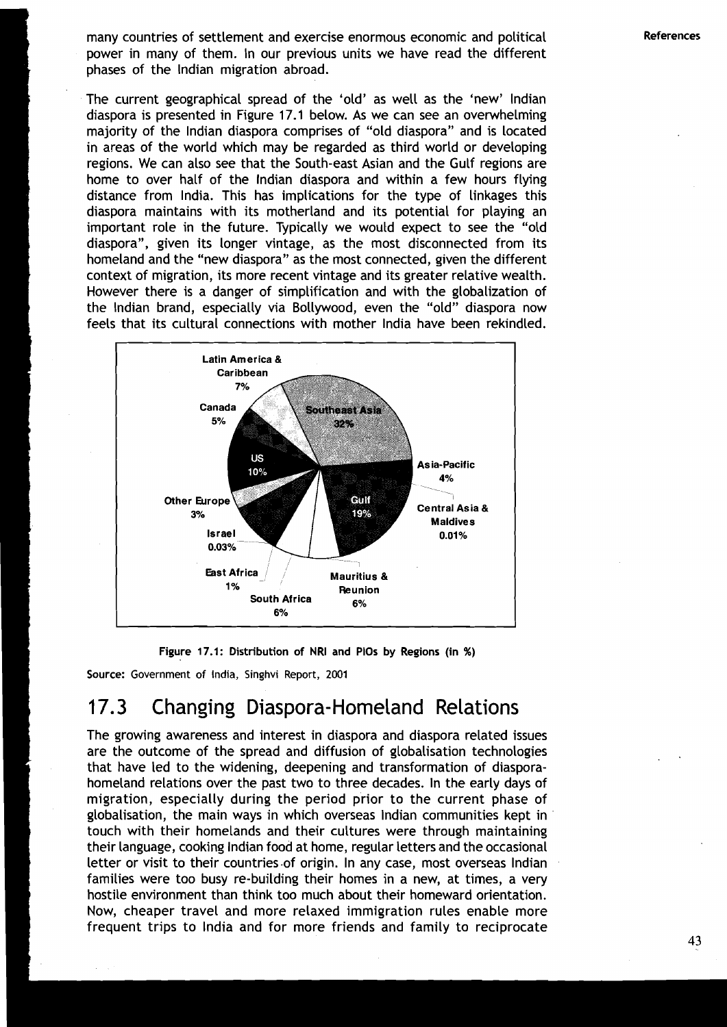many countries of settlement and exercise enormous economic and political power in many of them. In our previous units we have read the different phases of the Indian migration abroad.

The current geographical spread of the 'old' as well as the 'new' Indian diaspora is presented in Figure 17.1 below. As we can see an overwhelming majority of the Indian diaspora comprises of "old diaspora" and is located in areas of the world which may be regarded as third world or developing regions. We can also see that the South-east Asian and the Gulf regions are home to over half of the Indian diaspora and within a few hours flying distance from India. This has implications for the type of linkages this diaspora maintains with its motherland and its potential for playing an important role in the future. Typically we would expect to see the "old diaspora", given its longer vintage, as the most disconnected from its homeland and the "new diaspora" as the most connected, given the different context of migration, its more recent vintage and its greater relative wealth. However there is a danger of simplification and with the globalization of the Indian brand, especially via Bollywood, even the "old" diaspora now feels that its cultural connections with mother India have been rekindled.

**Figure 17.1: Distribution of NRI and PIOs by Regions (in %)**

Source: Government of India, Singhvi Report, 2001

## 17.3 Changing Diaspora-Homeland Relations

The growing awareness and interest in diaspora and diaspora related issues are the outcome of the spread and diffusion of globalisation technologies that have led to the widening, deepening and transformation of diaspora-homeland relations over the past two to three decades. In the early days of migration, especially during the period prior to the current phase of globalisation, the main ways in which overseas Indian communities kept in touch with their homelands and their cultures were through maintaining their language, cooking Indian food at home, regular letters and the occasional letter or visit to their countries of origin. In any case, most overseas Indian families were too busy re-building their homes in a new, at times, a very hostile environment than think too much about their homeward orientation. Now, cheaper travel and more relaxed immigration rules enable more frequent trips to India and for more friends and family to reciprocate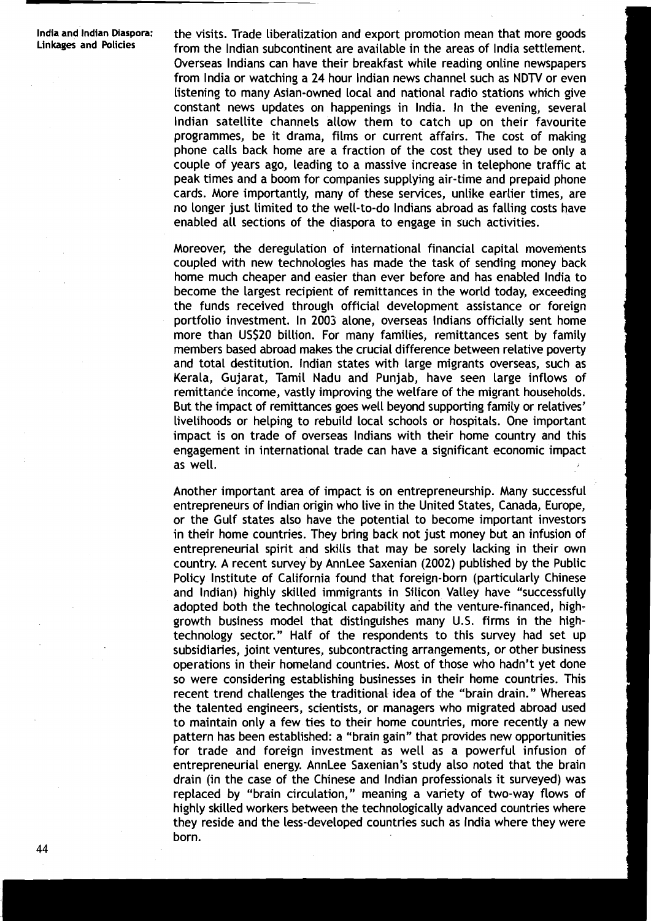the visits. Trade liberalization and export promotion mean that more goods from the Indian subcontinent are available in the areas of India settlement. Overseas Indians can have their breakfast while reading online newspapers from India or watching a 24 hour Indian news channel such as NDTV or even listening to many Asian-owned local and national radio stations which give constant news updates on happenings in India. In the evening, several Indian satellite channels allow them to catch up on their favourite programmes, be it drama, films or current affairs. The cost of making phone calls back home are a fraction of the cost they used to be only a couple of years ago, leading to a massive increase in telephone traffic at peak times and a boom for companies supplying air-time and prepaid phone cards. More importantly, many of these services, unlike earlier times, are no longer just limited to the well-to-do Indians abroad as falling costs have enabled all sections of the diaspora to engage in such activities.

Moreover, the deregulation of international financial capital movements coupled with new technologies has made the task of sending money back home much cheaper and easier than ever before and has enabled India to become the largest recipient of remittances in the world today, exceeding the funds received through official development assistance or foreign portfolio investment. In 2003 alone, overseas Indians officially sent home more than US$20 billion. For many families, remittances sent by family members based abroad makes the crucial difference between relative poverty and total destitution. Indian states with large migrants overseas, such as Kerala, Gujarat, Tamil Nadu and Punjab, have seen large inflows of remittance income, vastly improving the welfare of the migrant households. But the impact of remittances goes well beyond supporting family or relatives' livelihoods or helping to rebuild local schools or hospitals. One important impact is on trade of overseas Indians with their home country and this engagement in international trade can have a significant economic impact as well.

Another important area of impact is on entrepreneurship. Many successful entrepreneurs of Indian origin who live in the United States, Canada, Europe, or the Gulf states also have the potential to become important investors in their home countries. They bring back not just money but an infusion of entrepreneurial spirit and skills that may be sorely lacking in their own country. A recent survey by AnnLee Saxenian (2002) published by the Public Policy Institute of California found that foreign-born (particularly Chinese and Indian) highly skilled immigrants in Silicon Valley have "successfully adopted both the technological capability and the venture-financed, high-growth business model that distinguishes many U.S. firms in the high-technology sector." Half of the respondents to this survey had set up subsidiaries, joint ventures, subcontracting arrangements, or other business operations in their homeland countries. Most of those who hadn't yet done so were considering establishing businesses in their home countries. This recent trend challenges the traditional idea of the "brain drain." Whereas the talented engineers, scientists, or managers who migrated abroad used to maintain only a few ties to their home countries, more recently a new pattern has been established: a "brain gain" that provides new opportunities for trade and foreign investment as well as a powerful infusion of entrepreneurial energy. AnnLee Saxenian's study also noted that the brain drain (in the case of the Chinese and Indian professionals it surveyed) was replaced by "brain circulation," meaning a variety of two-way flows of highly skilled workers between the technologically advanced countries where they reside and the less-developed countries such as India where they were born.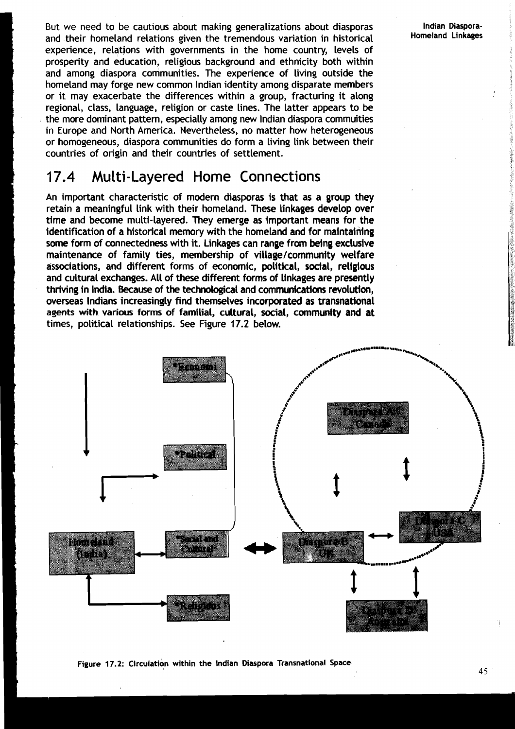But we need to be cautious about making generalizations about diasporas and their homeland relations given the tremendous variation in historical experience, relations with governments in the home country, levels of prosperity and education, religious background and ethnicity both within and among diaspora communities. The experience of living outside the homeland may forge new common Indian identity among disparate members or it may exacerbate the differences within a group, fracturing it along regional, class, language, religion or caste lines. The latter appears to be the more dominant pattern, especially among new Indian diaspora commuities in Europe and North America. Nevertheless, no matter how heterogeneous or homogeneous, diaspora communities do form a living link between their countries of origin and their countries of settlement.

## 17.4 Multi-Layered Home Connections

An important characteristic of modern diasporas is that as a group they retain a meaningful link with their homeland. These linkages develop over time and become multi-layered. They emerge as important means for the identification of a historical memory with the homeland and for maintaining some form of connectedness with it. Linkages can range from being exclusive maintenance of family ties, membership of village/community welfare associations, and different forms of economic, political, social, religious and cultural exchanges. All of these different forms of linkages are presently thriving in India. Because of the technological and communications revolution, overseas Indians increasingly find themselves incorporated as transnational agents with various forms of familial, cultural, social, community and at times, political relationships. See Figure 17.2 below.

*Economic | *Political | *Social and Cultural | *Religious | Homeland (India) | Diaspora A: Canada | Diaspora B: UK | Diaspora C: USA | Diaspora D: Australia

Figure 17.2: Circulation within the Indian Diaspora Transnational Space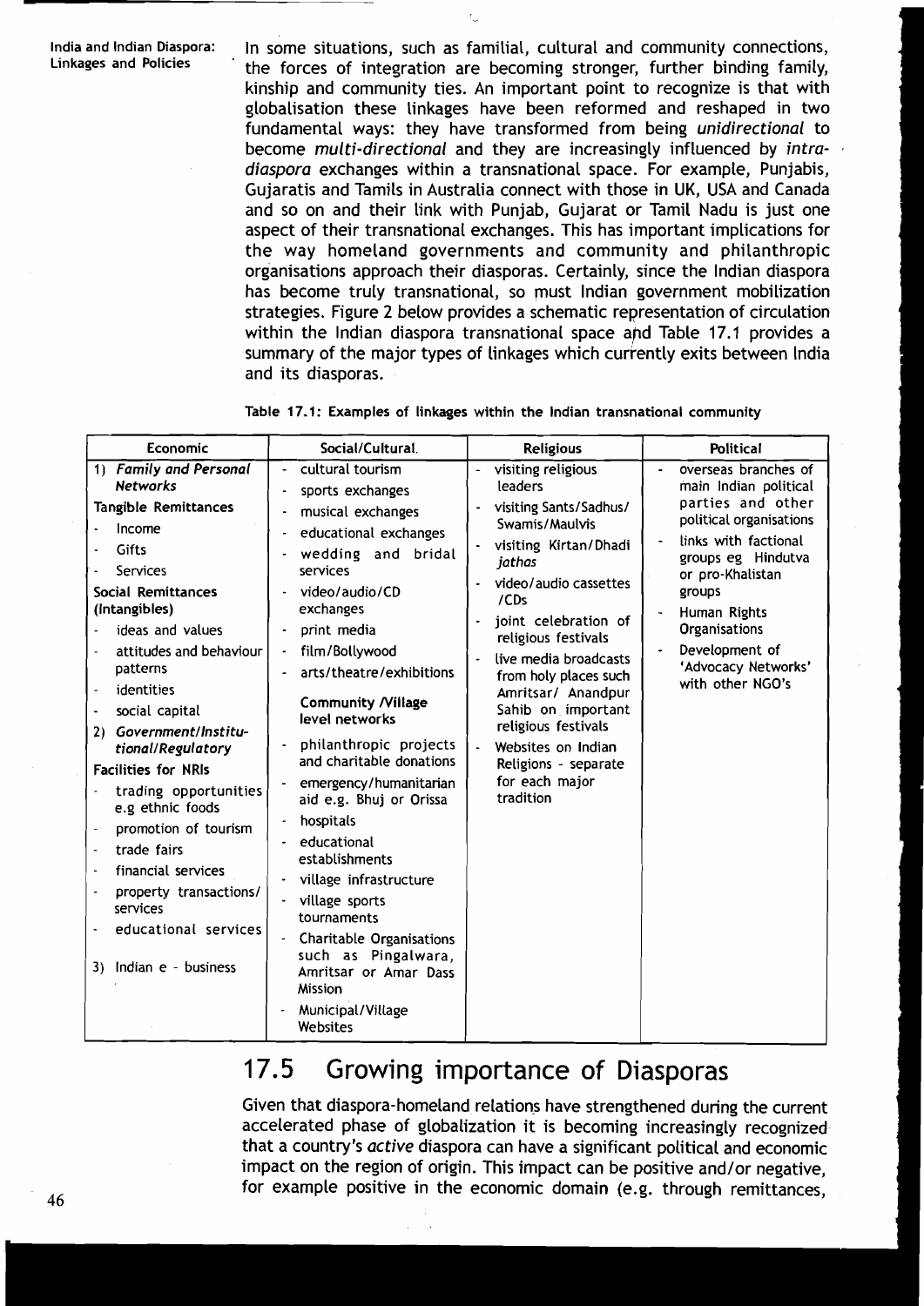In some situations, such as familial, cultural and community connections, the forces of integration are becoming stronger, further binding family, kinship and community ties. An important point to recognize is that with globalisation these linkages have been reformed and reshaped in two fundamental ways: they have transformed from being *unidirectional* to become *multi-directional* and they are increasingly influenced by *intra-diaspora* exchanges within a transnational space. For example, Punjabis, Gujaratis and Tamils in Australia connect with those in UK, USA and Canada and so on and their link with Punjab, Gujarat or Tamil Nadu is just one aspect of their transnational exchanges. This has important implications for the way homeland governments and community and philanthropic organisations approach their diasporas. Certainly, since the Indian diaspora has become truly transnational, so must Indian government mobilization strategies. Figure 2 below provides a schematic representation of circulation within the Indian diaspora transnational space and Table 17.1 provides a summary of the major types of linkages which currently exits between India and its diasporas.

**Table 17.1: Examples of linkages within the Indian transnational community**

| Economic | Social/Cultural. | Religious | Political |
|---|---|---|---|
| 1) ***Family and Personal Networks***<br>**Tangible Remittances**<br>- Income<br>- Gifts<br>- Services<br>**Social Remittances (Intangibles)**<br>- ideas and values<br>- attitudes and behaviour patterns<br>- identities<br>- social capital<br>2) ***Government/Institutional/Regulatory***<br>**Facilities for NRIs**<br>- trading opportunities e.g ethnic foods<br>- promotion of tourism<br>- trade fairs<br>- financial services<br>- property transactions/ services<br>- educational services<br>3) Indian e - business | - cultural tourism<br>- sports exchanges<br>- musical exchanges<br>- educational exchanges<br>- wedding and bridal services<br>- video/audio/CD exchanges<br>- print media<br>- film/Bollywood<br>- arts/theatre/exhibitions<br>**Community /Village level networks**<br>- philanthropic projects and charitable donations<br>- emergency/humanitarian aid e.g. Bhuj or Orissa<br>- hospitals<br>- educational establishments<br>- village infrastructure<br>- village sports tournaments<br>- Charitable Organisations such as Pingalwara, Amritsar or Amar Dass Mission<br>- Municipal/Village Websites | - visiting religious leaders<br>- visiting Sants/Sadhus/ Swamis/Maulvis<br>- visiting Kirtan/Dhadi *jathas*<br>- video/audio cassettes /CDs<br>- joint celebration of religious festivals<br>- live media broadcasts from holy places such Amritsar/ Anandpur Sahib on important religious festivals<br>- Websites on Indian Religions - separate for each major tradition | - overseas branches of main Indian political parties and other political organisations<br>- links with factional groups eg Hindutva or pro-Khalistan groups<br>- Human Rights Organisations<br>- Development of 'Advocacy Networks' with other NGO's |

## 17.5 Growing importance of Diasporas

Given that diaspora-homeland relations have strengthened during the current accelerated phase of globalization it is becoming increasingly recognized that a country's *active* diaspora can have a significant political and economic impact on the region of origin. This impact can be positive and/or negative, for example positive in the economic domain (e.g. through remittances,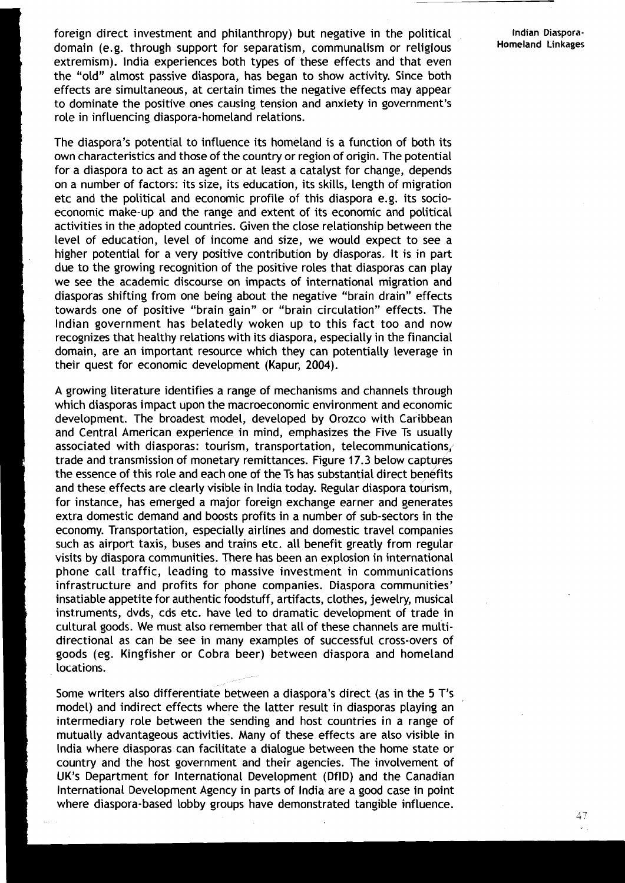foreign direct investment and philanthropy) but negative in the political domain (e.g. through support for separatism, communalism or religious extremism). India experiences both types of these effects and that even the "old" almost passive diaspora, has began to show activity. Since both effects are simultaneous, at certain times the negative effects may appear to dominate the positive ones causing tension and anxiety in government's role in influencing diaspora-homeland relations.

The diaspora's potential to influence its homeland is a function of both its own characteristics and those of the country or region of origin. The potential for a diaspora to act as an agent or at least a catalyst for change, depends on a number of factors: its size, its education, its skills, length of migration etc and the political and economic profile of this diaspora e.g. its socio-economic make-up and the range and extent of its economic and political activities in the adopted countries. Given the close relationship between the level of education, level of income and size, we would expect to see a higher potential for a very positive contribution by diasporas. It is in part due to the growing recognition of the positive roles that diasporas can play we see the academic discourse on impacts of international migration and diasporas shifting from one being about the negative "brain drain" effects towards one of positive "brain gain" or "brain circulation" effects. The Indian government has belatedly woken up to this fact too and now recognizes that healthy relations with its diaspora, especially in the financial domain, are an important resource which they can potentially leverage in their quest for economic development (Kapur, 2004).

A growing literature identifies a range of mechanisms and channels through which diasporas impact upon the macroeconomic environment and economic development. The broadest model, developed by Orozco with Caribbean and Central American experience in mind, emphasizes the Five Ts usually associated with diasporas: tourism, transportation, telecommunications, trade and transmission of monetary remittances. Figure 17.3 below captures the essence of this role and each one of the Ts has substantial direct benefits and these effects are clearly visible in India today. Regular diaspora tourism, for instance, has emerged a major foreign exchange earner and generates extra domestic demand and boosts profits in a number of sub-sectors in the economy. Transportation, especially airlines and domestic travel companies such as airport taxis, buses and trains etc. all benefit greatly from regular visits by diaspora communities. There has been an explosion in international phone call traffic, leading to massive investment in communications infrastructure and profits for phone companies. Diaspora communities' insatiable appetite for authentic foodstuff, artifacts, clothes, jewelry, musical instruments, dvds, cds etc. have led to dramatic development of trade in cultural goods. We must also remember that all of these channels are multi-directional as can be see in many examples of successful cross-overs of goods (eg. Kingfisher or Cobra beer) between diaspora and homeland locations.

Some writers also differentiate between a diaspora's direct (as in the 5 T's model) and indirect effects where the latter result in diasporas playing an intermediary role between the sending and host countries in a range of mutually advantageous activities. Many of these effects are also visible in India where diasporas can facilitate a dialogue between the home state or country and the host government and their agencies. The involvement of UK's Department for International Development (DfID) and the Canadian International Development Agency in parts of India are a good case in point where diaspora-based lobby groups have demonstrated tangible influence.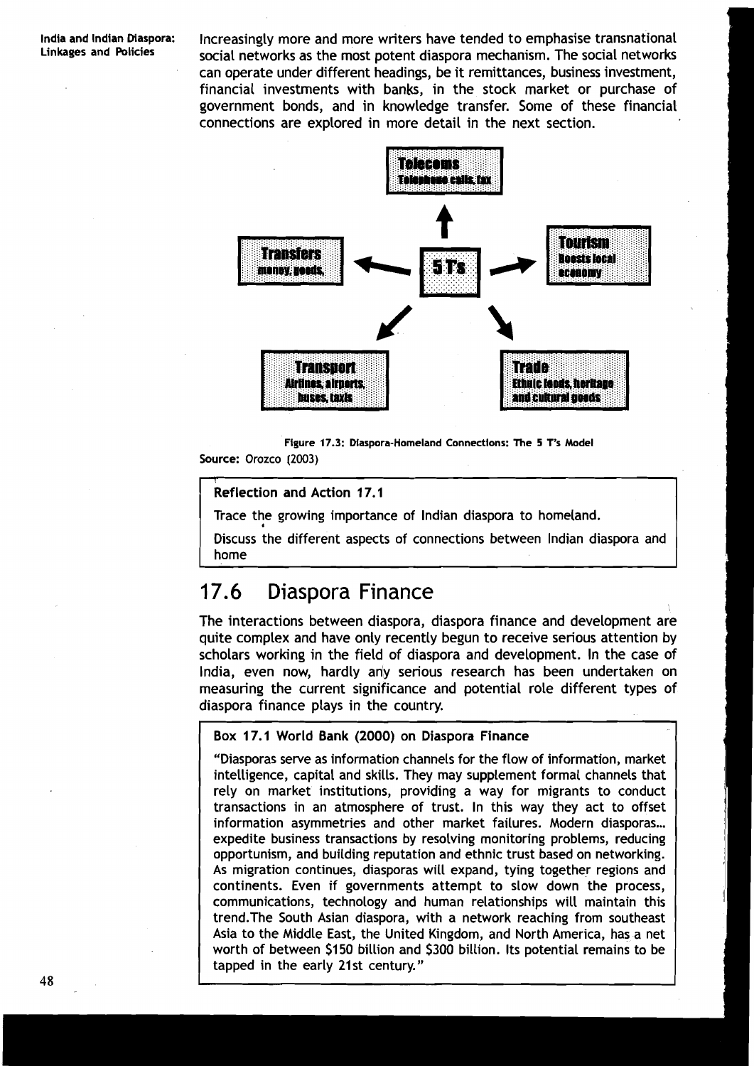Increasingly more and more writers have tended to emphasise transnational social networks as the most potent diaspora mechanism. The social networks can operate under different headings, be it remittances, business investment, financial investments with banks, in the stock market or purchase of government bonds, and in knowledge transfer. Some of these financial connections are explored in more detail in the next section.

- **5 T's**
  - **Telecoms**: Telephone calls, fax
  - **Tourism**: Boosts local economy
  - **Trade**: Ethnic foods, heritage and cultural goods
  - **Transport**: Airlines, airports, buses, taxis
  - **Transfers**: money, goods,

Figure 17.3: Diaspora-Homeland Connections: The 5 T's Model

**Source:** Orozco (2003)

> **Reflection and Action 17.1**
>
> Trace the growing importance of Indian diaspora to homeland.
>
> Discuss the different aspects of connections between Indian diaspora and home

## 17.6 Diaspora Finance

The interactions between diaspora, diaspora finance and development are quite complex and have only recently begun to receive serious attention by scholars working in the field of diaspora and development. In the case of India, even now, hardly any serious research has been undertaken on measuring the current significance and potential role different types of diaspora finance plays in the country.

> **Box 17.1 World Bank (2000) on Diaspora Finance**
>
> "Diasporas serve as information channels for the flow of information, market intelligence, capital and skills. They may supplement formal channels that rely on market institutions, providing a way for migrants to conduct transactions in an atmosphere of trust. In this way they act to offset information asymmetries and other market failures. Modern diasporas... expedite business transactions by resolving monitoring problems, reducing opportunism, and building reputation and ethnic trust based on networking. As migration continues, diasporas will expand, tying together regions and continents. Even if governments attempt to slow down the process, communications, technology and human relationships will maintain this trend.The South Asian diaspora, with a network reaching from southeast Asia to the Middle East, the United Kingdom, and North America, has a net worth of between $150 billion and $300 billion. Its potential remains to be tapped in the early 21st century."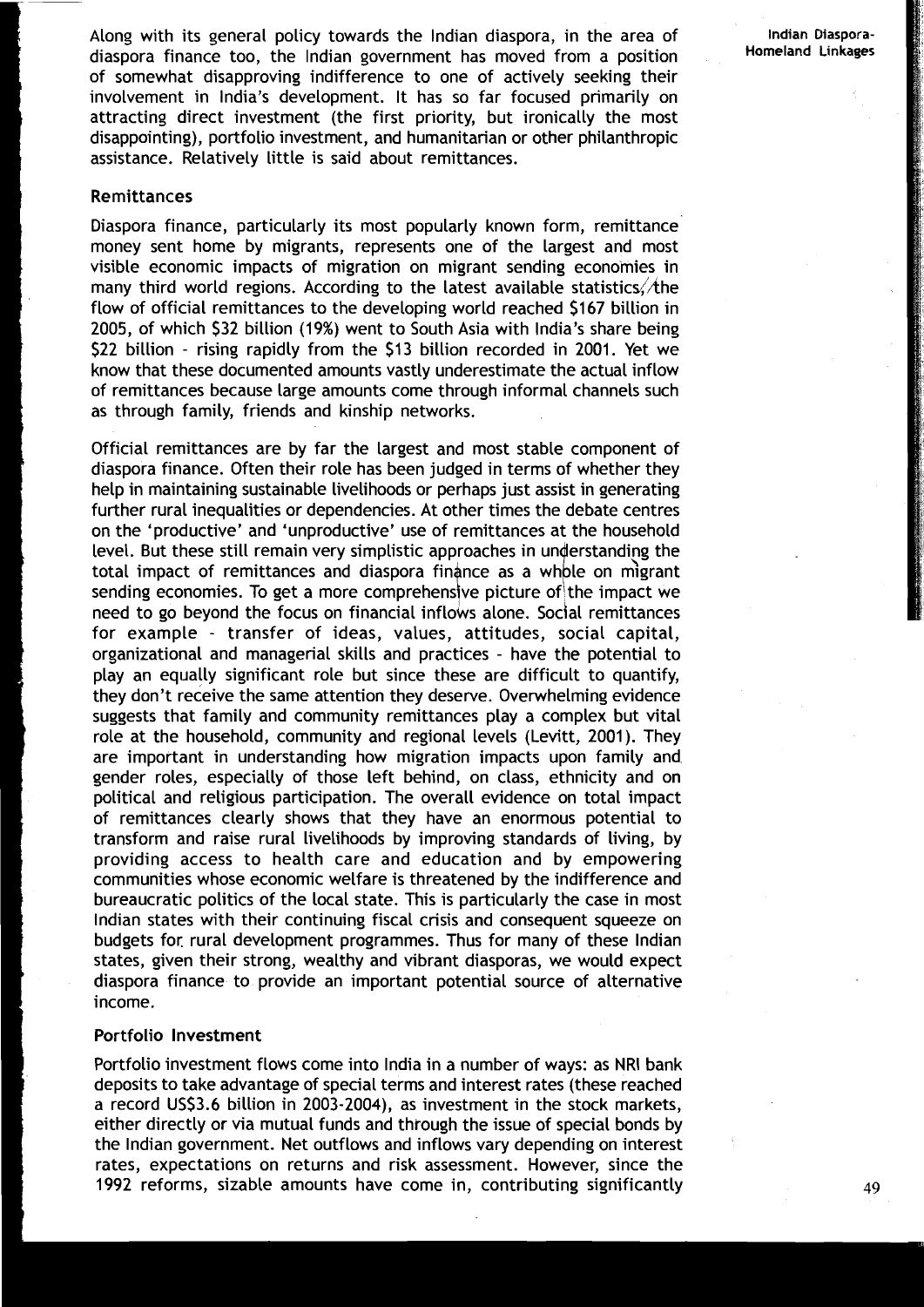Along with its general policy towards the Indian diaspora, in the area of diaspora finance too, the Indian government has moved from a position of somewhat disapproving indifference to one of actively seeking their involvement in India's development. It has so far focused primarily on attracting direct investment (the first priority, but ironically the most disappointing), portfolio investment, and humanitarian or other philanthropic assistance. Relatively little is said about remittances.

### Remittances

Diaspora finance, particularly its most popularly known form, remittance money sent home by migrants, represents one of the largest and most visible economic impacts of migration on migrant sending economies in many third world regions. According to the latest available statistics, the flow of official remittances to the developing world reached $167 billion in 2005, of which $32 billion (19%) went to South Asia with India's share being $22 billion - rising rapidly from the $13 billion recorded in 2001. Yet we know that these documented amounts vastly underestimate the actual inflow of remittances because large amounts come through informal channels such as through family, friends and kinship networks.

Official remittances are by far the largest and most stable component of diaspora finance. Often their role has been judged in terms of whether they help in maintaining sustainable livelihoods or perhaps just assist in generating further rural inequalities or dependencies. At other times the debate centres on the 'productive' and 'unproductive' use of remittances at the household level. But these still remain very simplistic approaches in understanding the total impact of remittances and diaspora finance as a whole on migrant sending economies. To get a more comprehensive picture of the impact we need to go beyond the focus on financial inflows alone. Social remittances for example - transfer of ideas, values, attitudes, social capital, organizational and managerial skills and practices - have the potential to play an equally significant role but since these are difficult to quantify, they don't receive the same attention they deserve. Overwhelming evidence suggests that family and community remittances play a complex but vital role at the household, community and regional levels (Levitt, 2001). They are important in understanding how migration impacts upon family and gender roles, especially of those left behind, on class, ethnicity and on political and religious participation. The overall evidence on total impact of remittances clearly shows that they have an enormous potential to transform and raise rural livelihoods by improving standards of living, by providing access to health care and education and by empowering communities whose economic welfare is threatened by the indifference and bureaucratic politics of the local state. This is particularly the case in most Indian states with their continuing fiscal crisis and consequent squeeze on budgets for rural development programmes. Thus for many of these Indian states, given their strong, wealthy and vibrant diasporas, we would expect diaspora finance to provide an important potential source of alternative income.

### Portfolio Investment

Portfolio investment flows come into India in a number of ways: as NRI bank deposits to take advantage of special terms and interest rates (these reached a record US$3.6 billion in 2003-2004), as investment in the stock markets, either directly or via mutual funds and through the issue of special bonds by the Indian government. Net outflows and inflows vary depending on interest rates, expectations on returns and risk assessment. However, since the 1992 reforms, sizable amounts have come in, contributing significantly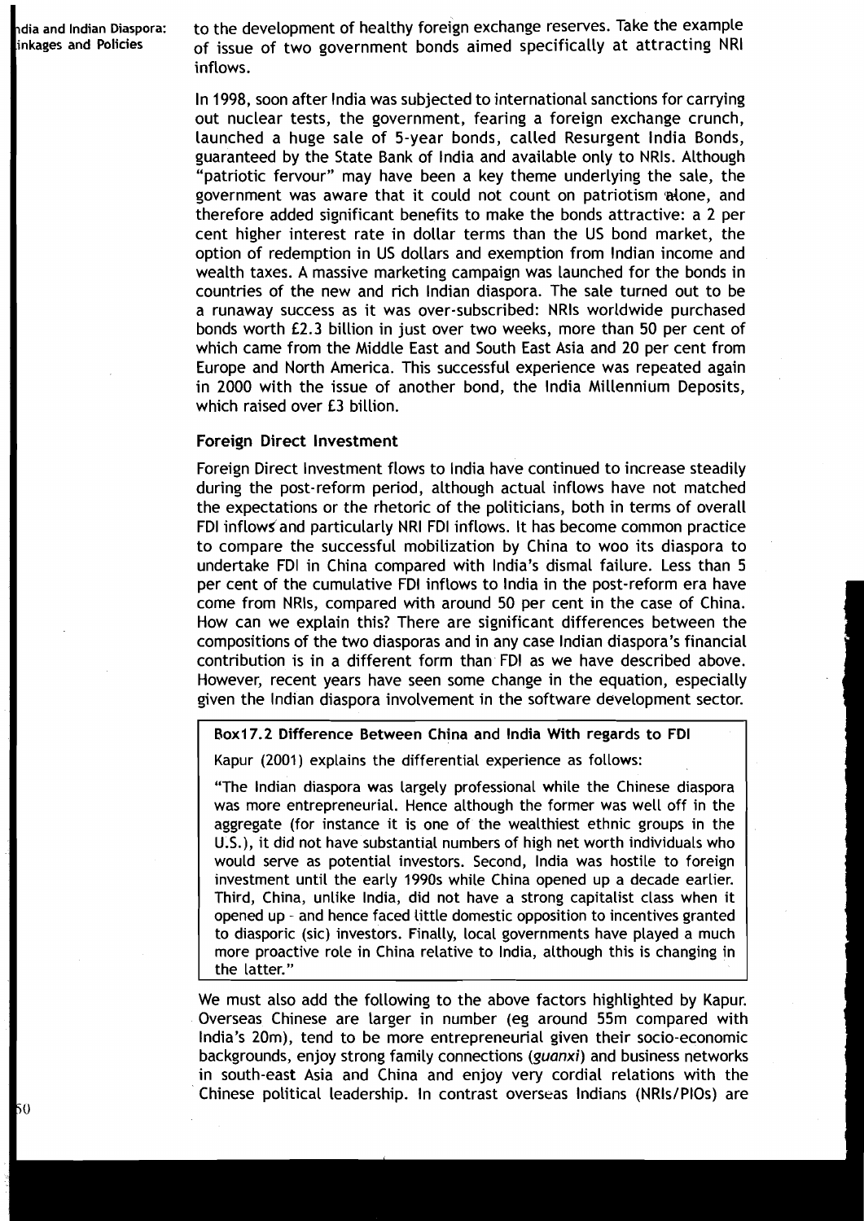to the development of healthy foreign exchange reserves. Take the example of issue of two government bonds aimed specifically at attracting NRI inflows.

In 1998, soon after India was subjected to international sanctions for carrying out nuclear tests, the government, fearing a foreign exchange crunch, launched a huge sale of 5-year bonds, called Resurgent India Bonds, guaranteed by the State Bank of India and available only to NRIs. Although "patriotic fervour" may have been a key theme underlying the sale, the government was aware that it could not count on patriotism alone, and therefore added significant benefits to make the bonds attractive: a 2 per cent higher interest rate in dollar terms than the US bond market, the option of redemption in US dollars and exemption from Indian income and wealth taxes. A massive marketing campaign was launched for the bonds in countries of the new and rich Indian diaspora. The sale turned out to be a runaway success as it was over-subscribed: NRIs worldwide purchased bonds worth £2.3 billion in just over two weeks, more than 50 per cent of which came from the Middle East and South East Asia and 20 per cent from Europe and North America. This successful experience was repeated again in 2000 with the issue of another bond, the India Millennium Deposits, which raised over £3 billion.

### Foreign Direct Investment

Foreign Direct Investment flows to India have continued to increase steadily during the post-reform period, although actual inflows have not matched the expectations or the rhetoric of the politicians, both in terms of overall FDI inflows and particularly NRI FDI inflows. It has become common practice to compare the successful mobilization by China to woo its diaspora to undertake FDI in China compared with India's dismal failure. Less than 5 per cent of the cumulative FDI inflows to India in the post-reform era have come from NRIs, compared with around 50 per cent in the case of China. How can we explain this? There are significant differences between the compositions of the two diasporas and in any case Indian diaspora's financial contribution is in a different form than FDI as we have described above. However, recent years have seen some change in the equation, especially given the Indian diaspora involvement in the software development sector.

**Box17.2 Difference Between China and India With regards to FDI**

Kapur (2001) explains the differential experience as follows:

"The Indian diaspora was largely professional while the Chinese diaspora was more entrepreneurial. Hence although the former was well off in the aggregate (for instance it is one of the wealthiest ethnic groups in the U.S.), it did not have substantial numbers of high net worth individuals who would serve as potential investors. Second, India was hostile to foreign investment until the early 1990s while China opened up a decade earlier. Third, China, unlike India, did not have a strong capitalist class when it opened up - and hence faced little domestic opposition to incentives granted to diasporic (sic) investors. Finally, local governments have played a much more proactive role in China relative to India, although this is changing in the latter."

We must also add the following to the above factors highlighted by Kapur. Overseas Chinese are larger in number (eg around 55m compared with India's 20m), tend to be more entrepreneurial given their socio-economic backgrounds, enjoy strong family connections (*guanxi*) and business networks in south-east Asia and China and enjoy very cordial relations with the Chinese political leadership. In contrast overseas Indians (NRIs/PIOs) are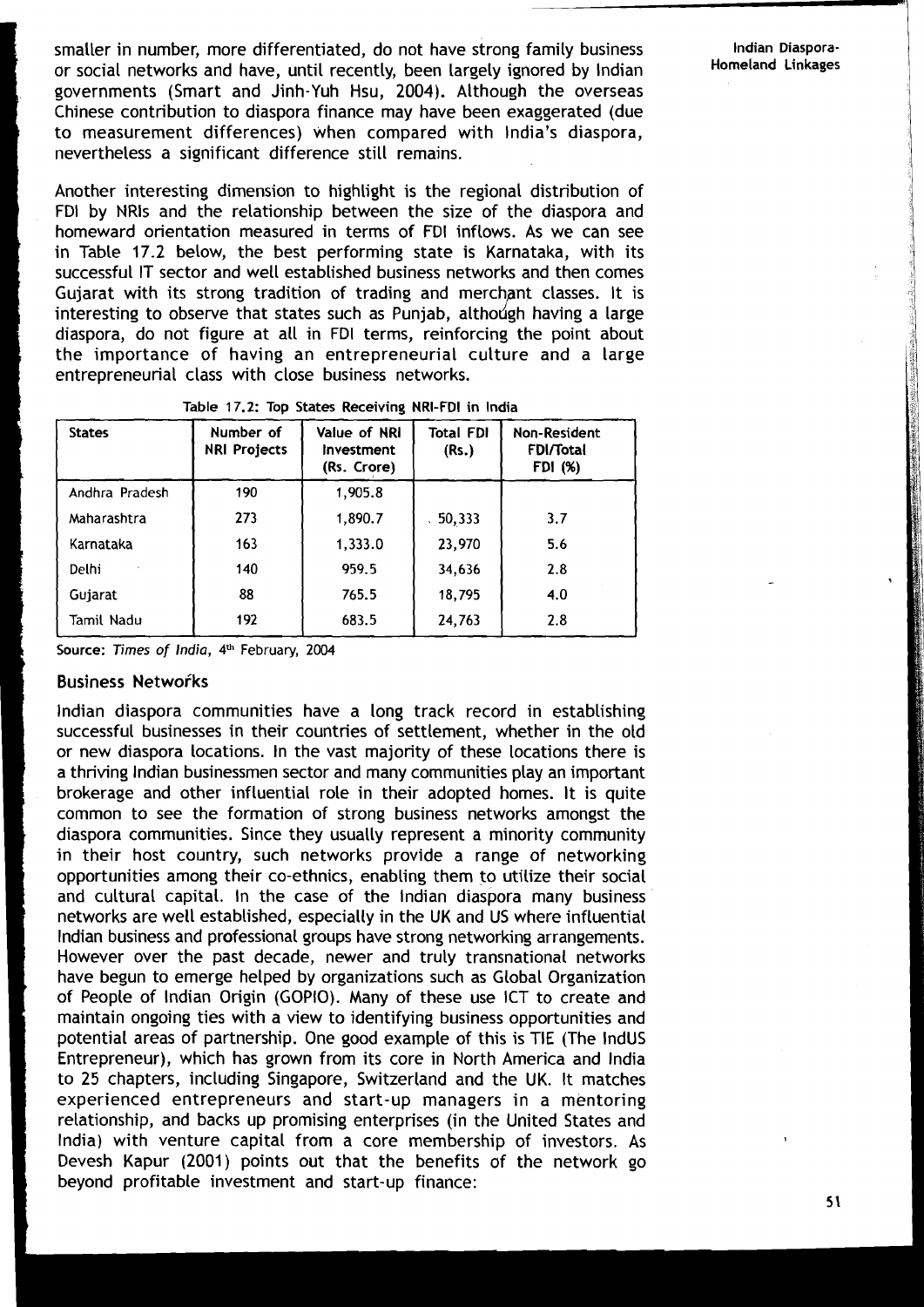smaller in number, more differentiated, do not have strong family business or social networks and have, until recently, been largely ignored by Indian governments (Smart and Jinh-Yuh Hsu, 2004). Although the overseas Chinese contribution to diaspora finance may have been exaggerated (due to measurement differences) when compared with India's diaspora, nevertheless a significant difference still remains.

Another interesting dimension to highlight is the regional distribution of FDI by NRIs and the relationship between the size of the diaspora and homeward orientation measured in terms of FDI inflows. As we can see in Table 17.2 below, the best performing state is Karnataka, with its successful IT sector and well established business networks and then comes Gujarat with its strong tradition of trading and merchant classes. It is interesting to observe that states such as Punjab, although having a large diaspora, do not figure at all in FDI terms, reinforcing the point about the importance of having an entrepreneurial culture and a large entrepreneurial class with close business networks.

Table 17.2: Top States Receiving NRI-FDI in India

| States | Number of NRI Projects | Value of NRI Investment (Rs. Crore) | Total FDI (Rs.) | Non-Resident FDI/Total FDI (%) |
|---|---|---|---|---|
| Andhra Pradesh | 190 | 1,905.8 | | |
| Maharashtra | 273 | 1,890.7 | 50,333 | 3.7 |
| Karnataka | 163 | 1,333.0 | 23,970 | 5.6 |
| Delhi | 140 | 959.5 | 34,636 | 2.8 |
| Gujarat | 88 | 765.5 | 18,795 | 4.0 |
| Tamil Nadu | 192 | 683.5 | 24,763 | 2.8 |

Source: *Times of India*, 4th February, 2004

## Business Networks

Indian diaspora communities have a long track record in establishing successful businesses in their countries of settlement, whether in the old or new diaspora locations. In the vast majority of these locations there is a thriving Indian businessmen sector and many communities play an important brokerage and other influential role in their adopted homes. It is quite common to see the formation of strong business networks amongst the diaspora communities. Since they usually represent a minority community in their host country, such networks provide a range of networking opportunities among their co-ethnics, enabling them to utilize their social and cultural capital. In the case of the Indian diaspora many business networks are well established, especially in the UK and US where influential Indian business and professional groups have strong networking arrangements. However over the past decade, newer and truly transnational networks have begun to emerge helped by organizations such as Global Organization of People of Indian Origin (GOPIO). Many of these use ICT to create and maintain ongoing ties with a view to identifying business opportunities and potential areas of partnership. One good example of this is TIE (The IndUS Entrepreneur), which has grown from its core in North America and India to 25 chapters, including Singapore, Switzerland and the UK. It matches experienced entrepreneurs and start-up managers in a mentoring relationship, and backs up promising enterprises (in the United States and India) with venture capital from a core membership of investors. As Devesh Kapur (2001) points out that the benefits of the network go beyond profitable investment and start-up finance: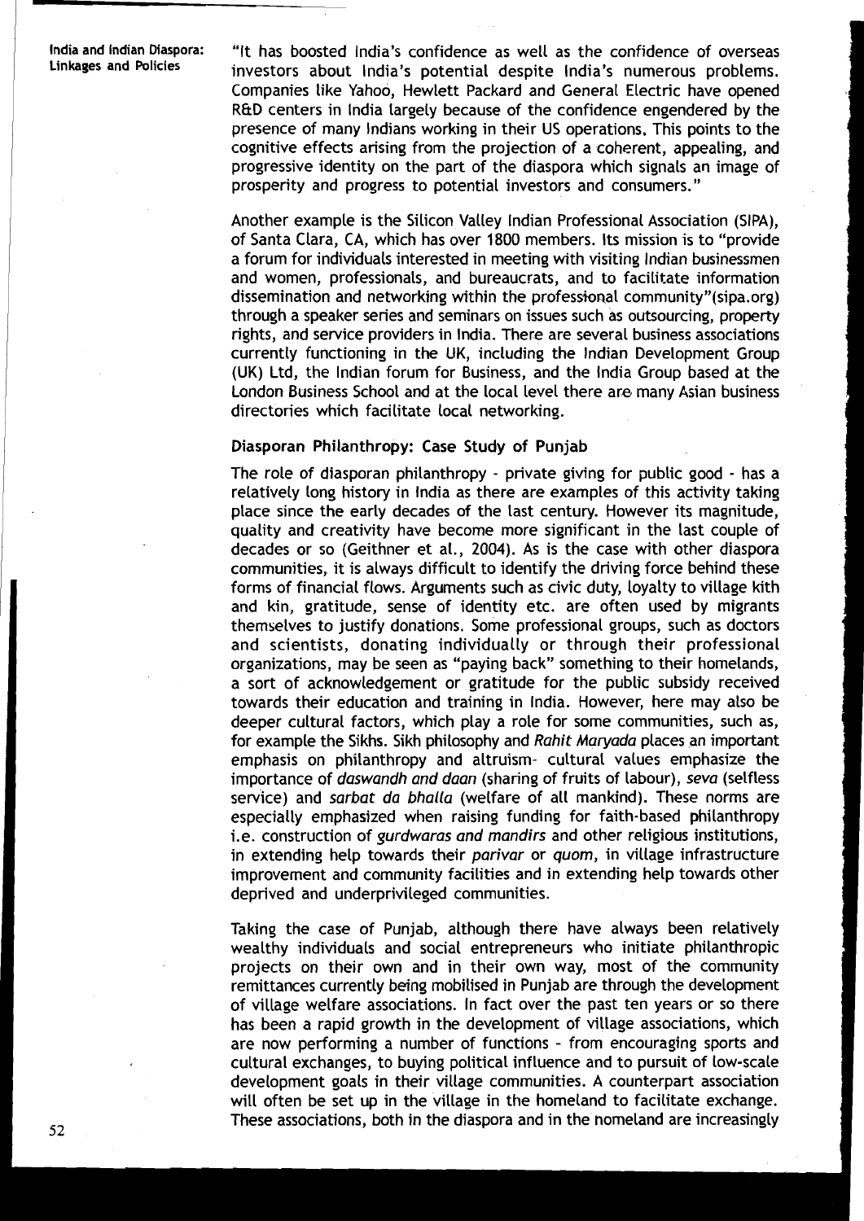"It has boosted India's confidence as well as the confidence of overseas investors about India's potential despite India's numerous problems. Companies like Yahoo, Hewlett Packard and General Electric have opened R&D centers in India largely because of the confidence engendered by the presence of many Indians working in their US operations. This points to the cognitive effects arising from the projection of a coherent, appealing, and progressive identity on the part of the diaspora which signals an image of prosperity and progress to potential investors and consumers."

Another example is the Silicon Valley Indian Professional Association (SIPA), of Santa Clara, CA, which has over 1800 members. Its mission is to "provide a forum for individuals interested in meeting with visiting Indian businessmen and women, professionals, and bureaucrats, and to facilitate information dissemination and networking within the professional community"(sipa.org) through a speaker series and seminars on issues such as outsourcing, property rights, and service providers in India. There are several business associations currently functioning in the UK, including the Indian Development Group (UK) Ltd, the Indian forum for Business, and the India Group based at the London Business School and at the local level there are many Asian business directories which facilitate local networking.

### Diasporan Philanthropy: Case Study of Punjab

The role of diasporan philanthropy - private giving for public good - has a relatively long history in India as there are examples of this activity taking place since the early decades of the last century. However its magnitude, quality and creativity have become more significant in the last couple of decades or so (Geithner et al., 2004). As is the case with other diaspora communities, it is always difficult to identify the driving force behind these forms of financial flows. Arguments such as civic duty, loyalty to village kith and kin, gratitude, sense of identity etc. are often used by migrants themselves to justify donations. Some professional groups, such as doctors and scientists, donating individually or through their professional organizations, may be seen as "paying back" something to their homelands, a sort of acknowledgement or gratitude for the public subsidy received towards their education and training in India. However, here may also be deeper cultural factors, which play a role for some communities, such as, for example the Sikhs. Sikh philosophy and *Rahit Maryada* places an important emphasis on philanthropy and altruism- cultural values emphasize the importance of *daswandh and daan* (sharing of fruits of labour), *seva* (selfless service) and *sarbat da bhalla* (welfare of all mankind). These norms are especially emphasized when raising funding for faith-based philanthropy i.e. construction of *gurdwaras and mandirs* and other religious institutions, in extending help towards their *parivar* or *quom*, in village infrastructure improvement and community facilities and in extending help towards other deprived and underprivileged communities.

Taking the case of Punjab, although there have always been relatively wealthy individuals and social entrepreneurs who initiate philanthropic projects on their own and in their own way, most of the community remittances currently being mobilised in Punjab are through the development of village welfare associations. In fact over the past ten years or so there has been a rapid growth in the development of village associations, which are now performing a number of functions - from encouraging sports and cultural exchanges, to buying political influence and to pursuit of low-scale development goals in their village communities. A counterpart association will often be set up in the village in the homeland to facilitate exchange. These associations, both in the diaspora and in the homeland are increasingly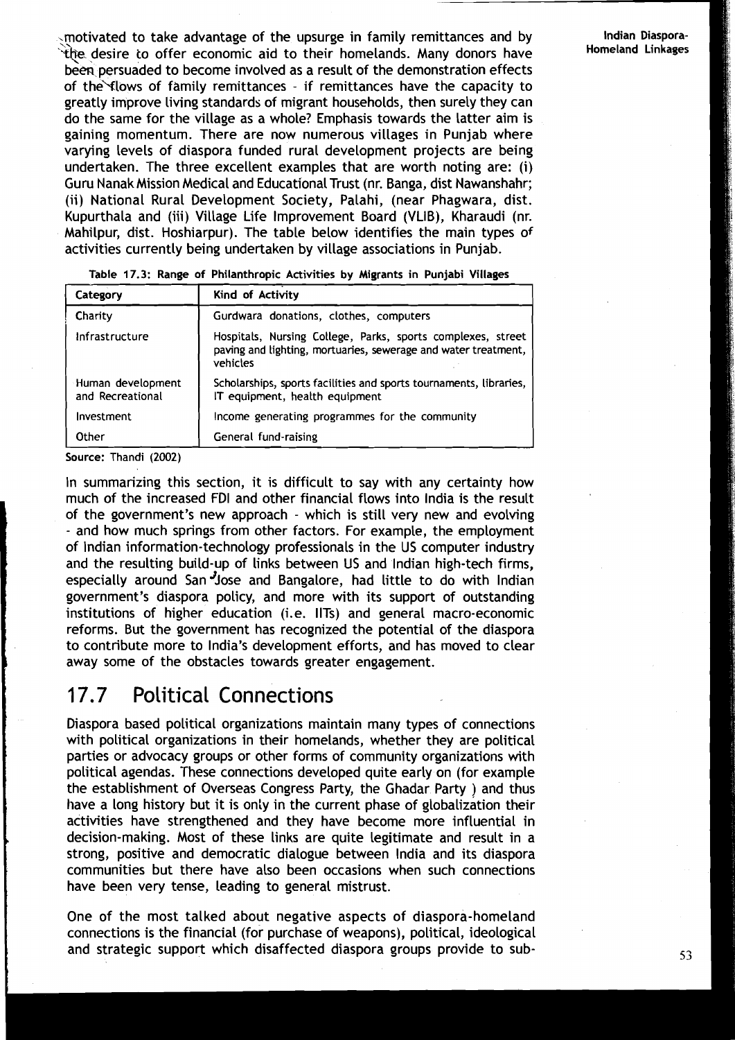motivated to take advantage of the upsurge in family remittances and by the desire to offer economic aid to their homelands. Many donors have been persuaded to become involved as a result of the demonstration effects of the flows of family remittances - if remittances have the capacity to greatly improve living standards of migrant households, then surely they can do the same for the village as a whole? Emphasis towards the latter aim is gaining momentum. There are now numerous villages in Punjab where varying levels of diaspora funded rural development projects are being undertaken. The three excellent examples that are worth noting are: (i) Guru Nanak Mission Medical and Educational Trust (nr. Banga, dist Nawanshahr; (ii) National Rural Development Society, Palahi, (near Phagwara, dist. Kupurthala and (iii) Village Life Improvement Board (VLIB), Kharaudi (nr. Mahilpur, dist. Hoshiarpur). The table below identifies the main types of activities currently being undertaken by village associations in Punjab.

**Table 17.3: Range of Philanthropic Activities by Migrants in Punjabi Villages**

| Category | Kind of Activity |
|---|---|
| Charity | Gurdwara donations, clothes, computers |
| Infrastructure | Hospitals, Nursing College, Parks, sports complexes, street paving and lighting, mortuaries, sewerage and water treatment, vehicles |
| Human development and Recreational | Scholarships, sports facilities and sports tournaments, libraries, IT equipment, health equipment |
| Investment | Income generating programmes for the community |
| Other | General fund-raising |

Source: Thandi (2002)

In summarizing this section, it is difficult to say with any certainty how much of the increased FDI and other financial flows into India is the result of the government's new approach - which is still very new and evolving - and how much springs from other factors. For example, the employment of Indian information-technology professionals in the US computer industry and the resulting build-up of links between US and Indian high-tech firms, especially around San Jose and Bangalore, had little to do with Indian government's diaspora policy, and more with its support of outstanding institutions of higher education (i.e. IITs) and general macro-economic reforms. But the government has recognized the potential of the diaspora to contribute more to India's development efforts, and has moved to clear away some of the obstacles towards greater engagement.

## 17.7 Political Connections

Diaspora based political organizations maintain many types of connections with political organizations in their homelands, whether they are political parties or advocacy groups or other forms of community organizations with political agendas. These connections developed quite early on (for example the establishment of Overseas Congress Party, the Ghadar Party ) and thus have a long history but it is only in the current phase of globalization their activities have strengthened and they have become more influential in decision-making. Most of these links are quite legitimate and result in a strong, positive and democratic dialogue between India and its diaspora communities but there have also been occasions when such connections have been very tense, leading to general mistrust.

One of the most talked about negative aspects of diaspora-homeland connections is the financial (for purchase of weapons), political, ideological and strategic support which disaffected diaspora groups provide to sub-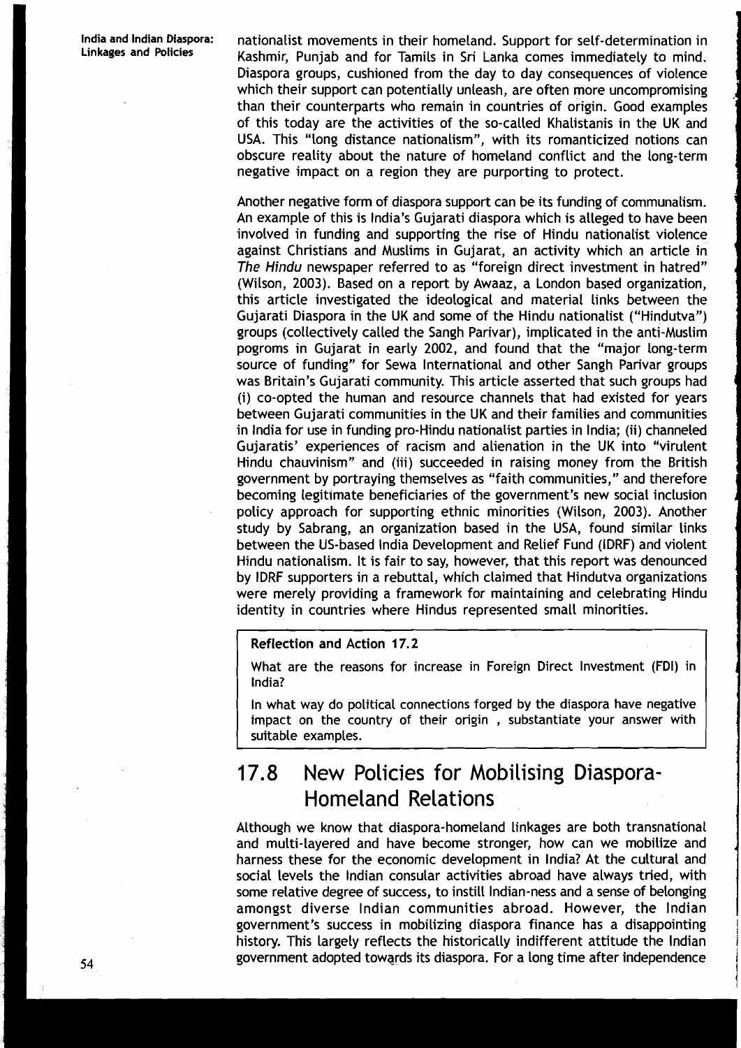nationalist movements in their homeland. Support for self-determination in Kashmir, Punjab and for Tamils in Sri Lanka comes immediately to mind. Diaspora groups, cushioned from the day to day consequences of violence which their support can potentially unleash, are often more uncompromising than their counterparts who remain in countries of origin. Good examples of this today are the activities of the so-called Khalistanis in the UK and USA. This "long distance nationalism", with its romanticized notions can obscure reality about the nature of homeland conflict and the long-term negative impact on a region they are purporting to protect.

Another negative form of diaspora support can be its funding of communalism. An example of this is India's Gujarati diaspora which is alleged to have been involved in funding and supporting the rise of Hindu nationalist violence against Christians and Muslims in Gujarat, an activity which an article in *The Hindu* newspaper referred to as "foreign direct investment in hatred" (Wilson, 2003). Based on a report by Awaaz, a London based organization, this article investigated the ideological and material links between the Gujarati Diaspora in the UK and some of the Hindu nationalist ("Hindutva") groups (collectively called the Sangh Parivar), implicated in the anti-Muslim pogroms in Gujarat in early 2002, and found that the "major long-term source of funding" for Sewa International and other Sangh Parivar groups was Britain's Gujarati community. This article asserted that such groups had (i) co-opted the human and resource channels that had existed for years between Gujarati communities in the UK and their families and communities in India for use in funding pro-Hindu nationalist parties in India; (ii) channeled Gujaratis' experiences of racism and alienation in the UK into "virulent Hindu chauvinism" and (iii) succeeded in raising money from the British government by portraying themselves as "faith communities," and therefore becoming legitimate beneficiaries of the government's new social inclusion policy approach for supporting ethnic minorities (Wilson, 2003). Another study by Sabrang, an organization based in the USA, found similar links between the US-based India Development and Relief Fund (IDRF) and violent Hindu nationalism. It is fair to say, however, that this report was denounced by IDRF supporters in a rebuttal, which claimed that Hindutva organizations were merely providing a framework for maintaining and celebrating Hindu identity in countries where Hindus represented small minorities.

**Reflection and Action 17.2**

What are the reasons for increase in Foreign Direct Investment (FDI) in India?

In what way do political connections forged by the diaspora have negative impact on the country of their origin , substantiate your answer with suitable examples.

## 17.8 New Policies for Mobilising Diaspora-Homeland Relations

Although we know that diaspora-homeland linkages are both transnational and multi-layered and have become stronger, how can we mobilize and harness these for the economic development in India? At the cultural and social levels the Indian consular activities abroad have always tried, with some relative degree of success, to instill Indian-ness and a sense of belonging amongst diverse Indian communities abroad. However, the Indian government's success in mobilizing diaspora finance has a disappointing history. This largely reflects the historically indifferent attitude the Indian government adopted towards its diaspora. For a long time after independence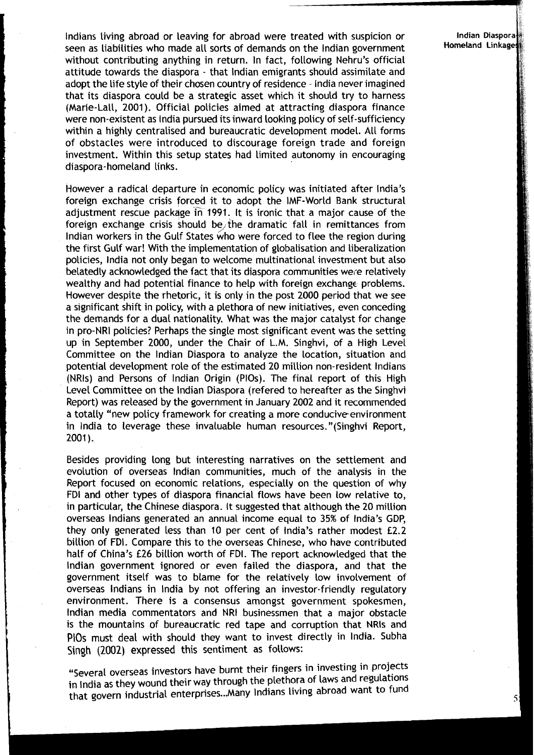Indians living abroad or leaving for abroad were treated with suspicion or seen as liabilities who made all sorts of demands on the Indian government without contributing anything in return. In fact, following Nehru's official attitude towards the diaspora - that Indian emigrants should assimilate and adopt the life style of their chosen country of residence - India never imagined that its diaspora could be a strategic asset which it should try to harness (Marie-Lall, 2001). Official policies aimed at attracting diaspora finance were non-existent as India pursued its inward looking policy of self-sufficiency within a highly centralised and bureaucratic development model. All forms of obstacles were introduced to discourage foreign trade and foreign investment. Within this setup states had limited autonomy in encouraging diaspora-homeland links.

However a radical departure in economic policy was initiated after India's foreign exchange crisis forced it to adopt the IMF-World Bank structural adjustment rescue package in 1991. It is ironic that a major cause of the foreign exchange crisis should be the dramatic fall in remittances from Indian workers in the Gulf States who were forced to flee the region during the first Gulf war! With the implementation of globalisation and liberalization policies, India not only began to welcome multinational investment but also belatedly acknowledged the fact that its diaspora communities were relatively wealthy and had potential finance to help with foreign exchange problems. However despite the rhetoric, it is only in the post 2000 period that we see a significant shift in policy, with a plethora of new initiatives, even conceding the demands for a dual nationality. What was the major catalyst for change in pro-NRI policies? Perhaps the single most significant event was the setting up in September 2000, under the Chair of L.M. Singhvi, of a High Level Committee on the Indian Diaspora to analyze the location, situation and potential development role of the estimated 20 million non-resident Indians (NRIs) and Persons of Indian Origin (PIOs). The final report of this High Level Committee on the Indian Diaspora (refered to hereafter as the Singhvi Report) was released by the government in January 2002 and it recommended a totally "new policy framework for creating a more conducive environment in India to leverage these invaluable human resources."(Singhvi Report, 2001).

Besides providing long but interesting narratives on the settlement and evolution of overseas Indian communities, much of the analysis in the Report focused on economic relations, especially on the question of why FDI and other types of diaspora financial flows have been low relative to, in particular, the Chinese diaspora. It suggested that although the 20 million overseas Indians generated an annual income equal to 35% of India's GDP, they only generated less than 10 per cent of India's rather modest £2.2 billion of FDI. Compare this to the overseas Chinese, who have contributed half of China's £26 billion worth of FDI. The report acknowledged that the Indian government ignored or even failed the diaspora, and that the government itself was to blame for the relatively low involvement of overseas Indians in India by not offering an investor-friendly regulatory environment. There is a consensus amongst government spokesmen, Indian media commentators and NRI businessmen that a major obstacle is the mountains of bureaucratic red tape and corruption that NRIs and PIOs must deal with should they want to invest directly in India. Subha Singh (2002) expressed this sentiment as follows:

"Several overseas investors have burnt their fingers in investing in projects in India as they wound their way through the plethora of laws and regulations that govern industrial enterprises...Many Indians living abroad want to fund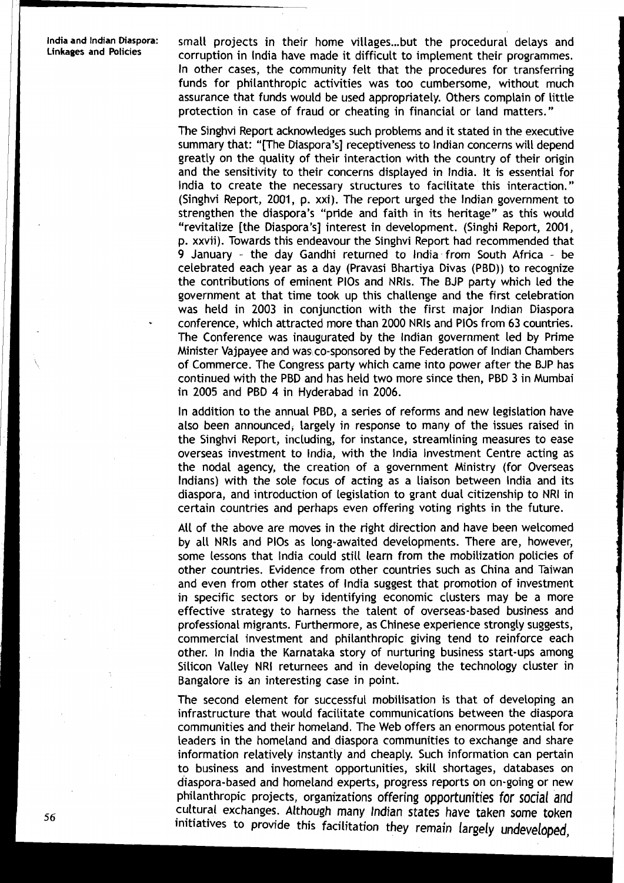small projects in their home villages...but the procedural delays and corruption in India have made it difficult to implement their programmes. In other cases, the community felt that the procedures for transferring funds for philanthropic activities was too cumbersome, without much assurance that funds would be used appropriately. Others complain of little protection in case of fraud or cheating in financial or land matters."

The Singhvi Report acknowledges such problems and it stated in the executive summary that: "[The Diaspora's] receptiveness to Indian concerns will depend greatly on the quality of their interaction with the country of their origin and the sensitivity to their concerns displayed in India. It is essential for India to create the necessary structures to facilitate this interaction." (Singhvi Report, 2001, p. xxi). The report urged the Indian government to strengthen the diaspora's "pride and faith in its heritage" as this would "revitalize [the Diaspora's] interest in development. (Singhi Report, 2001, p. xxvii). Towards this endeavour the Singhvi Report had recommended that 9 January - the day Gandhi returned to India from South Africa - be celebrated each year as a day (Pravasi Bhartiya Divas (PBD)) to recognize the contributions of eminent PIOs and NRIs. The BJP party which led the government at that time took up this challenge and the first celebration was held in 2003 in conjunction with the first major Indian Diaspora conference, which attracted more than 2000 NRIs and PIOs from 63 countries. The Conference was inaugurated by the Indian government led by Prime Minister Vajpayee and was co-sponsored by the Federation of Indian Chambers of Commerce. The Congress party which came into power after the BJP has continued with the PBD and has held two more since then, PBD 3 in Mumbai in 2005 and PBD 4 in Hyderabad in 2006.

In addition to the annual PBD, a series of reforms and new legislation have also been announced, largely in response to many of the issues raised in the Singhvi Report, including, for instance, streamlining measures to ease overseas investment to India, with the India Investment Centre acting as the nodal agency, the creation of a government Ministry (for Overseas Indians) with the sole focus of acting as a liaison between India and its diaspora, and introduction of legislation to grant dual citizenship to NRI in certain countries and perhaps even offering voting rights in the future.

All of the above are moves in the right direction and have been welcomed by all NRIs and PIOs as long-awaited developments. There are, however, some lessons that India could still learn from the mobilization policies of other countries. Evidence from other countries such as China and Taiwan and even from other states of India suggest that promotion of investment in specific sectors or by identifying economic clusters may be a more effective strategy to harness the talent of overseas-based business and professional migrants. Furthermore, as Chinese experience strongly suggests, commercial investment and philanthropic giving tend to reinforce each other. In India the Karnataka story of nurturing business start-ups among Silicon Valley NRI returnees and in developing the technology cluster in Bangalore is an interesting case in point.

The second element for successful mobilisation is that of developing an infrastructure that would facilitate communications between the diaspora communities and their homeland. The Web offers an enormous potential for leaders in the homeland and diaspora communities to exchange and share information relatively instantly and cheaply. Such information can pertain to business and investment opportunities, skill shortages, databases on diaspora-based and homeland experts, progress reports on on-going or new philanthropic projects, organizations offering opportunities for social and cultural exchanges. Although many Indian states have taken some token initiatives to provide this facilitation they remain largely undeveloped,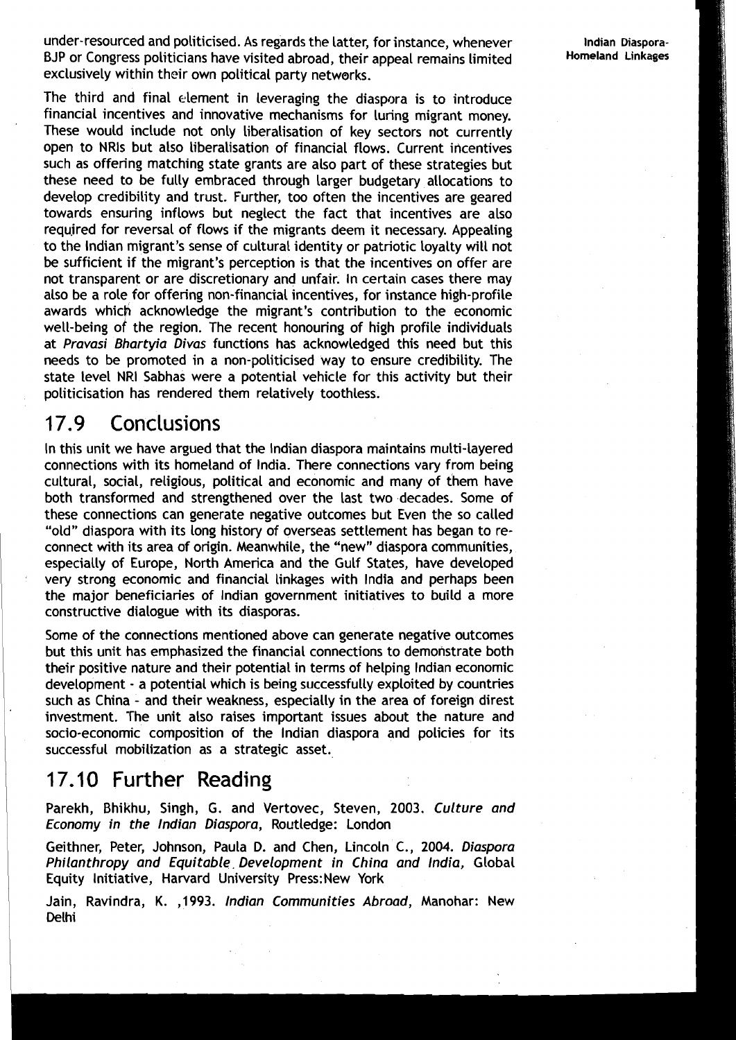under-resourced and politicised. As regards the latter, for instance, whenever BJP or Congress politicians have visited abroad, their appeal remains limited exclusively within their own political party networks.

The third and final element in leveraging the diaspora is to introduce financial incentives and innovative mechanisms for luring migrant money. These would include not only liberalisation of key sectors not currently open to NRIs but also liberalisation of financial flows. Current incentives such as offering matching state grants are also part of these strategies but these need to be fully embraced through larger budgetary allocations to develop credibility and trust. Further, too often the incentives are geared towards ensuring inflows but neglect the fact that incentives are also required for reversal of flows if the migrants deem it necessary. Appealing to the Indian migrant's sense of cultural identity or patriotic loyalty will not be sufficient if the migrant's perception is that the incentives on offer are not transparent or are discretionary and unfair. In certain cases there may also be a role for offering non-financial incentives, for instance high-profile awards which acknowledge the migrant's contribution to the economic well-being of the region. The recent honouring of high profile individuals at *Pravasi Bhartyia Divas* functions has acknowledged this need but this needs to be promoted in a non-politicised way to ensure credibility. The state level NRI Sabhas were a potential vehicle for this activity but their politicisation has rendered them relatively toothless.

## 17.9 Conclusions

In this unit we have argued that the Indian diaspora maintains multi-layered connections with its homeland of India. There connections vary from being cultural, social, religious, political and economic and many of them have both transformed and strengthened over the last two decades. Some of these connections can generate negative outcomes but Even the so called "old" diaspora with its long history of overseas settlement has began to re-connect with its area of origin. Meanwhile, the "new" diaspora communities, especially of Europe, North America and the Gulf States, have developed very strong economic and financial linkages with India and perhaps been the major beneficiaries of Indian government initiatives to build a more constructive dialogue with its diasporas.

Some of the connections mentioned above can generate negative outcomes but this unit has emphasized the financial connections to demonstrate both their positive nature and their potential in terms of helping Indian economic development - a potential which is being successfully exploited by countries such as China - and their weakness, especially in the area of foreign direst investment. The unit also raises important issues about the nature and socio-economic composition of the Indian diaspora and policies for its successful mobilization as a strategic asset.

## 17.10 Further Reading

Parekh, Bhikhu, Singh, G. and Vertovec, Steven, 2003. *Culture and Economy in the Indian Diaspora*, Routledge: London

Geithner, Peter, Johnson, Paula D. and Chen, Lincoln C., 2004. *Diaspora Philanthropy and Equitable Development in China and India*, Global Equity Initiative, Harvard University Press:New York

Jain, Ravindra, K. ,1993. *Indian Communities Abroad*, Manohar: New Delhi